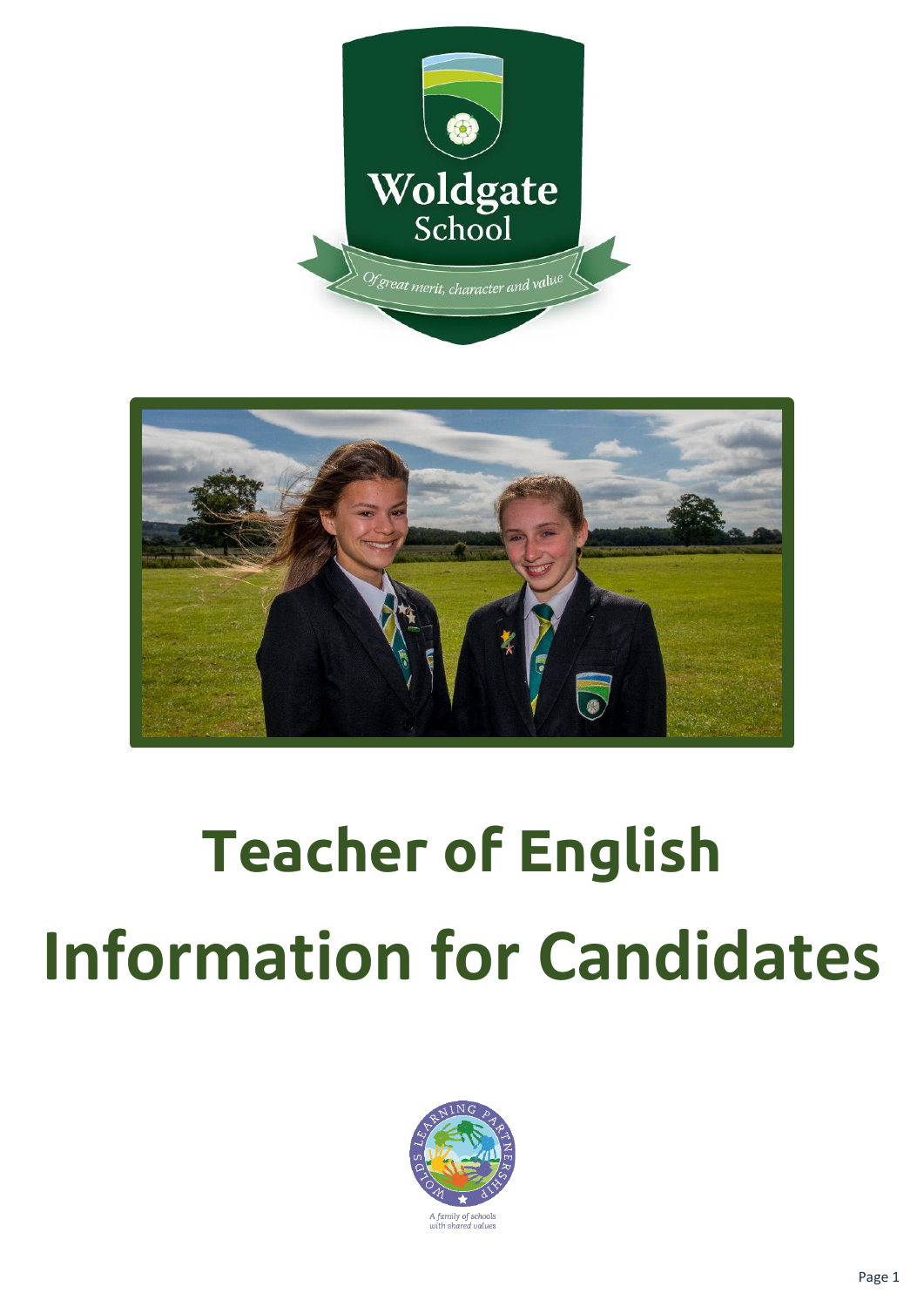Woldgate School

*Of great merit, character and value*

# Teacher of English

# Information for Candidates

WOLDS LEARNING PARTNERSHIP

*A family of schools with shared values*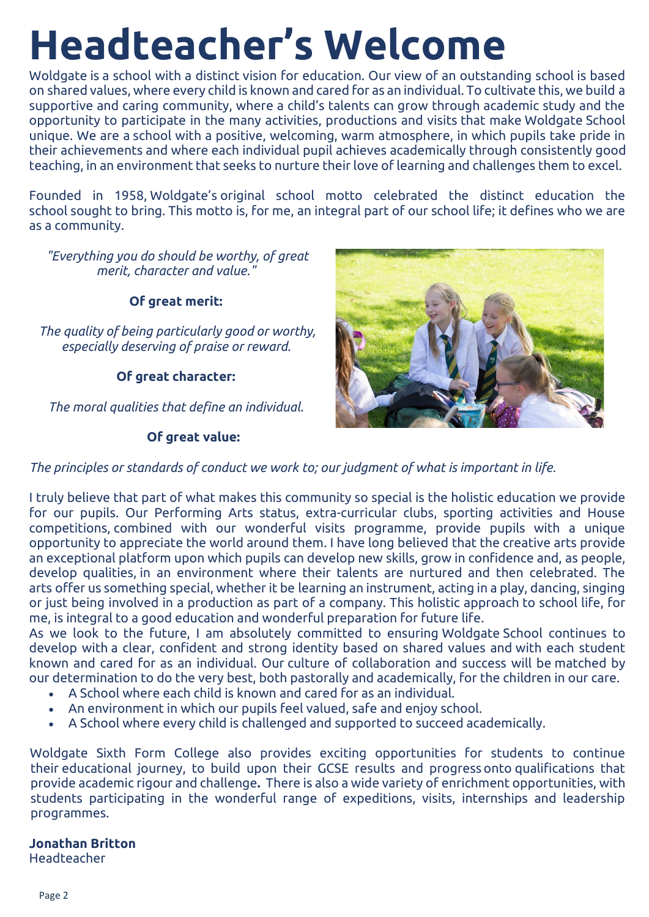# Headteacher's Welcome

Woldgate is a school with a distinct vision for education. Our view of an outstanding school is based on shared values, where every child is known and cared for as an individual. To cultivate this, we build a supportive and caring community, where a child's talents can grow through academic study and the opportunity to participate in the many activities, productions and visits that make Woldgate School unique. We are a school with a positive, welcoming, warm atmosphere, in which pupils take pride in their achievements and where each individual pupil achieves academically through consistently good teaching, in an environment that seeks to nurture their love of learning and challenges them to excel.

Founded in 1958, Woldgate's original school motto celebrated the distinct education the school sought to bring. This motto is, for me, an integral part of our school life; it defines who we are as a community.

*"Everything you do should be worthy, of great merit, character and value."*

**Of great merit:**

*The quality of being particularly good or worthy, especially deserving of praise or reward.*

**Of great character:**

*The moral qualities that define an individual.*

**Of great value:**

*The principles or standards of conduct we work to; our judgment of what is important in life.*

I truly believe that part of what makes this community so special is the holistic education we provide for our pupils. Our Performing Arts status, extra-curricular clubs, sporting activities and House competitions, combined with our wonderful visits programme, provide pupils with a unique opportunity to appreciate the world around them. I have long believed that the creative arts provide an exceptional platform upon which pupils can develop new skills, grow in confidence and, as people, develop qualities, in an environment where their talents are nurtured and then celebrated. The arts offer us something special, whether it be learning an instrument, acting in a play, dancing, singing or just being involved in a production as part of a company. This holistic approach to school life, for me, is integral to a good education and wonderful preparation for future life.

As we look to the future, I am absolutely committed to ensuring Woldgate School continues to develop with a clear, confident and strong identity based on shared values and with each student known and cared for as an individual. Our culture of collaboration and success will be matched by our determination to do the very best, both pastorally and academically, for the children in our care.

- A School where each child is known and cared for as an individual.
- An environment in which our pupils feel valued, safe and enjoy school.
- A School where every child is challenged and supported to succeed academically.

Woldgate Sixth Form College also provides exciting opportunities for students to continue their educational journey, to build upon their GCSE results and progress onto qualifications that provide academic rigour and challenge. There is also a wide variety of enrichment opportunities, with students participating in the wonderful range of expeditions, visits, internships and leadership programmes.

**Jonathan Britton**
Headteacher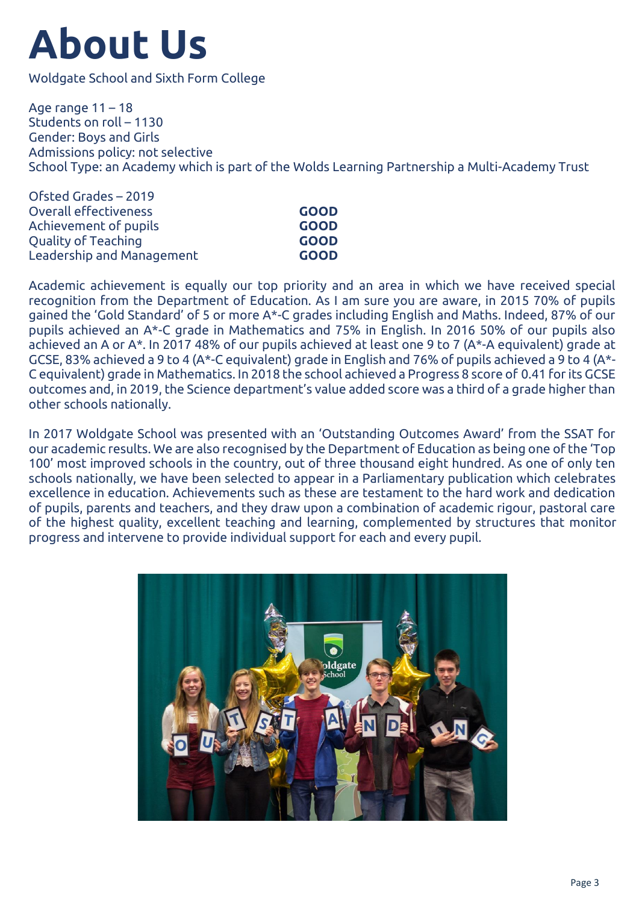# About Us

Woldgate School and Sixth Form College

Age range 11 – 18
Students on roll – 1130
Gender: Boys and Girls
Admissions policy: not selective
School Type: an Academy which is part of the Wolds Learning Partnership a Multi-Academy Trust

| Ofsted Grades – 2019 | |
|---|---|
| Overall effectiveness | **GOOD** |
| Achievement of pupils | **GOOD** |
| Quality of Teaching | **GOOD** |
| Leadership and Management | **GOOD** |

Academic achievement is equally our top priority and an area in which we have received special recognition from the Department of Education. As I am sure you are aware, in 2015 70% of pupils gained the 'Gold Standard' of 5 or more A*-C grades including English and Maths. Indeed, 87% of our pupils achieved an A*-C grade in Mathematics and 75% in English. In 2016 50% of our pupils also achieved an A or A*. In 2017 48% of our pupils achieved at least one 9 to 7 (A*-A equivalent) grade at GCSE, 83% achieved a 9 to 4 (A*-C equivalent) grade in English and 76% of pupils achieved a 9 to 4 (A*-C equivalent) grade in Mathematics. In 2018 the school achieved a Progress 8 score of 0.41 for its GCSE outcomes and, in 2019, the Science department's value added score was a third of a grade higher than other schools nationally.

In 2017 Woldgate School was presented with an 'Outstanding Outcomes Award' from the SSAT for our academic results. We are also recognised by the Department of Education as being one of the 'Top 100' most improved schools in the country, out of three thousand eight hundred. As one of only ten schools nationally, we have been selected to appear in a Parliamentary publication which celebrates excellence in education. Achievements such as these are testament to the hard work and dedication of pupils, parents and teachers, and they draw upon a combination of academic rigour, pastoral care of the highest quality, excellent teaching and learning, complemented by structures that monitor progress and intervene to provide individual support for each and every pupil.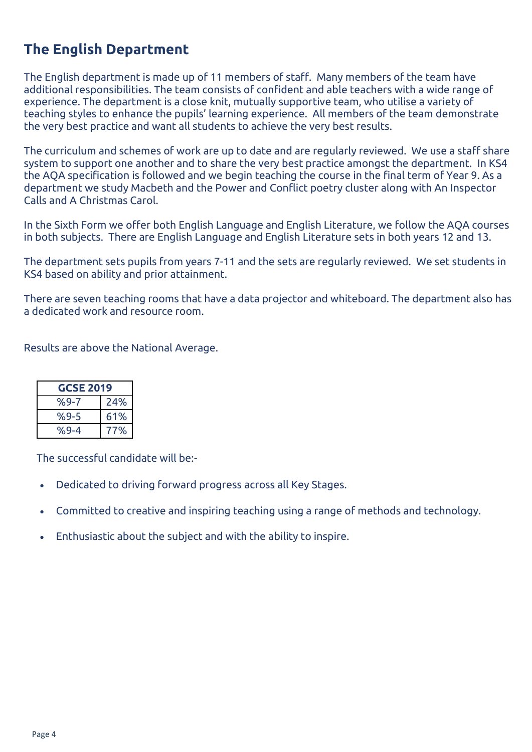## The English Department

The English department is made up of 11 members of staff. Many members of the team have additional responsibilities. The team consists of confident and able teachers with a wide range of experience. The department is a close knit, mutually supportive team, who utilise a variety of teaching styles to enhance the pupils' learning experience. All members of the team demonstrate the very best practice and want all students to achieve the very best results.

The curriculum and schemes of work are up to date and are regularly reviewed. We use a staff share system to support one another and to share the very best practice amongst the department. In KS4 the AQA specification is followed and we begin teaching the course in the final term of Year 9. As a department we study Macbeth and the Power and Conflict poetry cluster along with An Inspector Calls and A Christmas Carol.

In the Sixth Form we offer both English Language and English Literature, we follow the AQA courses in both subjects. There are English Language and English Literature sets in both years 12 and 13.

The department sets pupils from years 7-11 and the sets are regularly reviewed. We set students in KS4 based on ability and prior attainment.

There are seven teaching rooms that have a data projector and whiteboard. The department also has a dedicated work and resource room.

Results are above the National Average.

| GCSE 2019 | |
|---|---|
| %9-7 | 24% |
| %9-5 | 61% |
| %9-4 | 77% |

The successful candidate will be:-

- Dedicated to driving forward progress across all Key Stages.
- Committed to creative and inspiring teaching using a range of methods and technology.
- Enthusiastic about the subject and with the ability to inspire.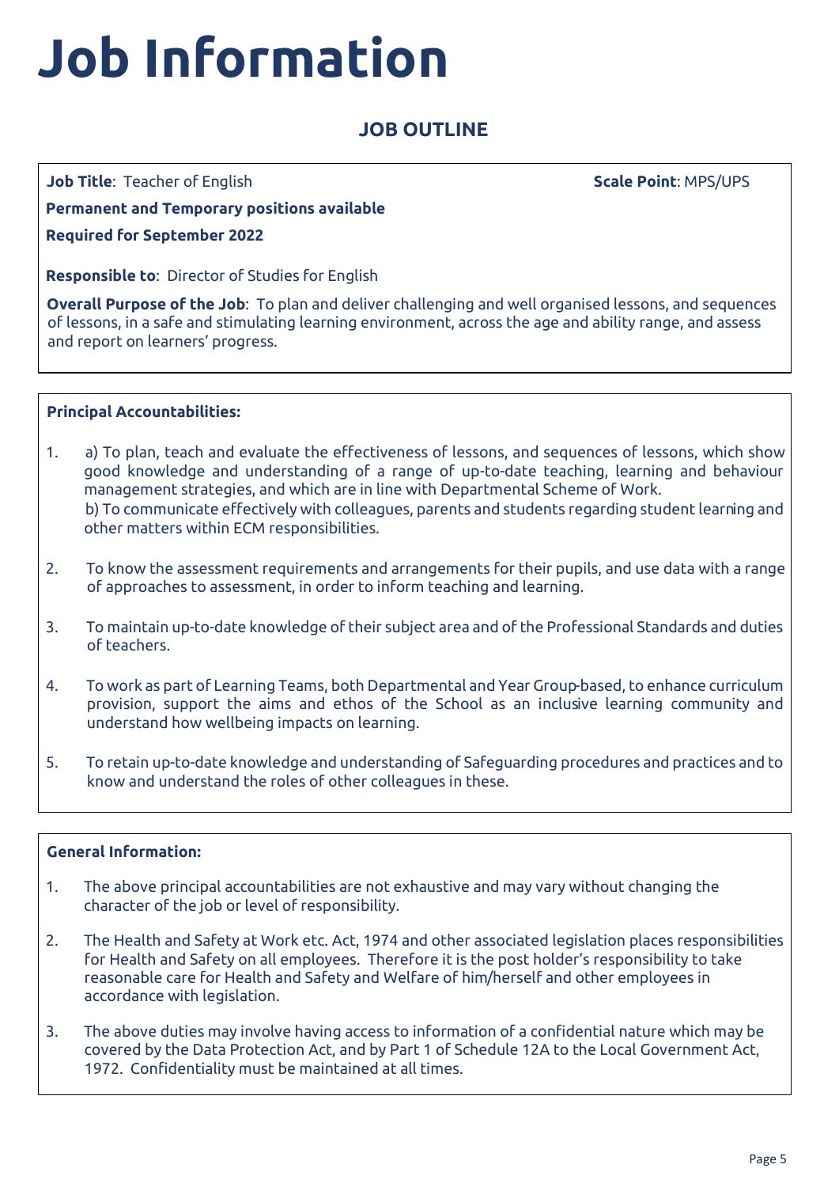# Job Information

## JOB OUTLINE

**Job Title**: Teacher of English

**Scale Point**: MPS/UPS

**Permanent and Temporary positions available**

**Required for September 2022**

**Responsible to**: Director of Studies for English

**Overall Purpose of the Job**: To plan and deliver challenging and well organised lessons, and sequences of lessons, in a safe and stimulating learning environment, across the age and ability range, and assess and report on learners' progress.

**Principal Accountabilities:**

1. a) To plan, teach and evaluate the effectiveness of lessons, and sequences of lessons, which show good knowledge and understanding of a range of up-to-date teaching, learning and behaviour management strategies, and which are in line with Departmental Scheme of Work.
   b) To communicate effectively with colleagues, parents and students regarding student learning and other matters within ECM responsibilities.
2. To know the assessment requirements and arrangements for their pupils, and use data with a range of approaches to assessment, in order to inform teaching and learning.
3. To maintain up-to-date knowledge of their subject area and of the Professional Standards and duties of teachers.
4. To work as part of Learning Teams, both Departmental and Year Group-based, to enhance curriculum provision, support the aims and ethos of the School as an inclusive learning community and understand how wellbeing impacts on learning.
5. To retain up-to-date knowledge and understanding of Safeguarding procedures and practices and to know and understand the roles of other colleagues in these.

**General Information:**

1. The above principal accountabilities are not exhaustive and may vary without changing the character of the job or level of responsibility.
2. The Health and Safety at Work etc. Act, 1974 and other associated legislation places responsibilities for Health and Safety on all employees. Therefore it is the post holder's responsibility to take reasonable care for Health and Safety and Welfare of him/herself and other employees in accordance with legislation.
3. The above duties may involve having access to information of a confidential nature which may be covered by the Data Protection Act, and by Part 1 of Schedule 12A to the Local Government Act, 1972. Confidentiality must be maintained at all times.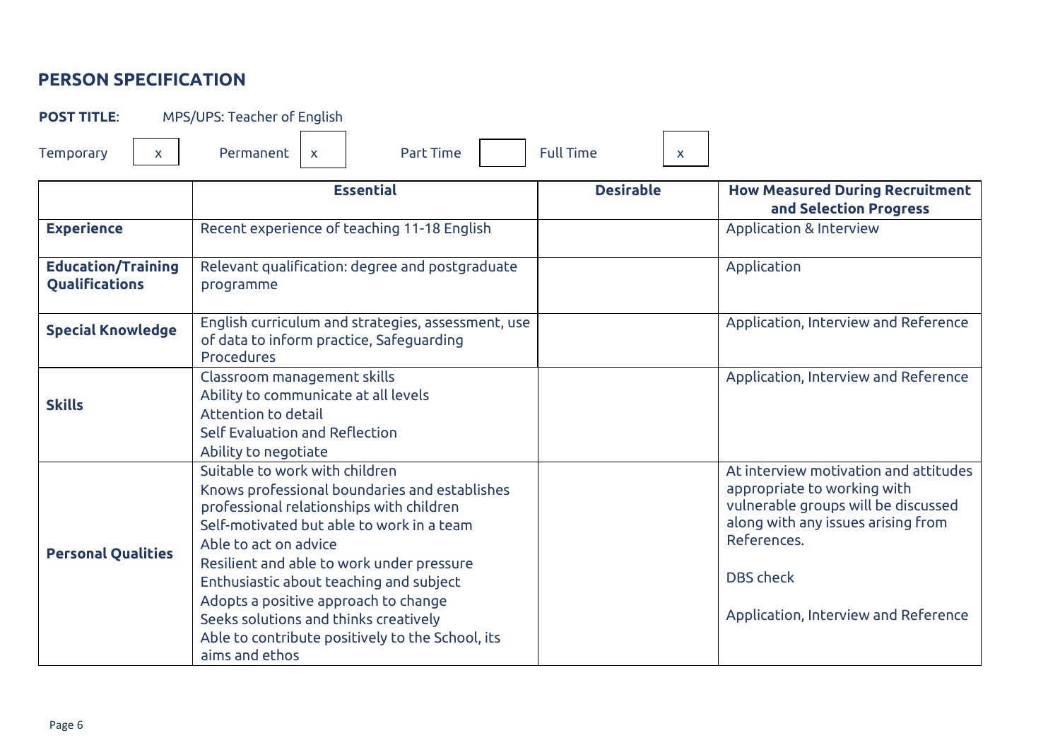## PERSON SPECIFICATION

**POST TITLE**: MPS/UPS: Teacher of English

Temporary [x] Permanent [x] Part Time [ ] Full Time [x]

| | Essential | Desirable | How Measured During Recruitment and Selection Progress |
|---|---|---|---|
| **Experience** | Recent experience of teaching 11-18 English | | Application & Interview |
| **Education/Training Qualifications** | Relevant qualification: degree and postgraduate programme | | Application |
| **Special Knowledge** | English curriculum and strategies, assessment, use of data to inform practice, Safeguarding Procedures | | Application, Interview and Reference |
| **Skills** | Classroom management skills<br>Ability to communicate at all levels<br>Attention to detail<br>Self Evaluation and Reflection<br>Ability to negotiate | | Application, Interview and Reference |
| **Personal Qualities** | Suitable to work with children<br>Knows professional boundaries and establishes professional relationships with children<br>Self-motivated but able to work in a team<br>Able to act on advice<br>Resilient and able to work under pressure<br>Enthusiastic about teaching and subject<br>Adopts a positive approach to change<br>Seeks solutions and thinks creatively<br>Able to contribute positively to the School, its aims and ethos | | At interview motivation and attitudes appropriate to working with vulnerable groups will be discussed along with any issues arising from References.<br><br>DBS check<br><br>Application, Interview and Reference |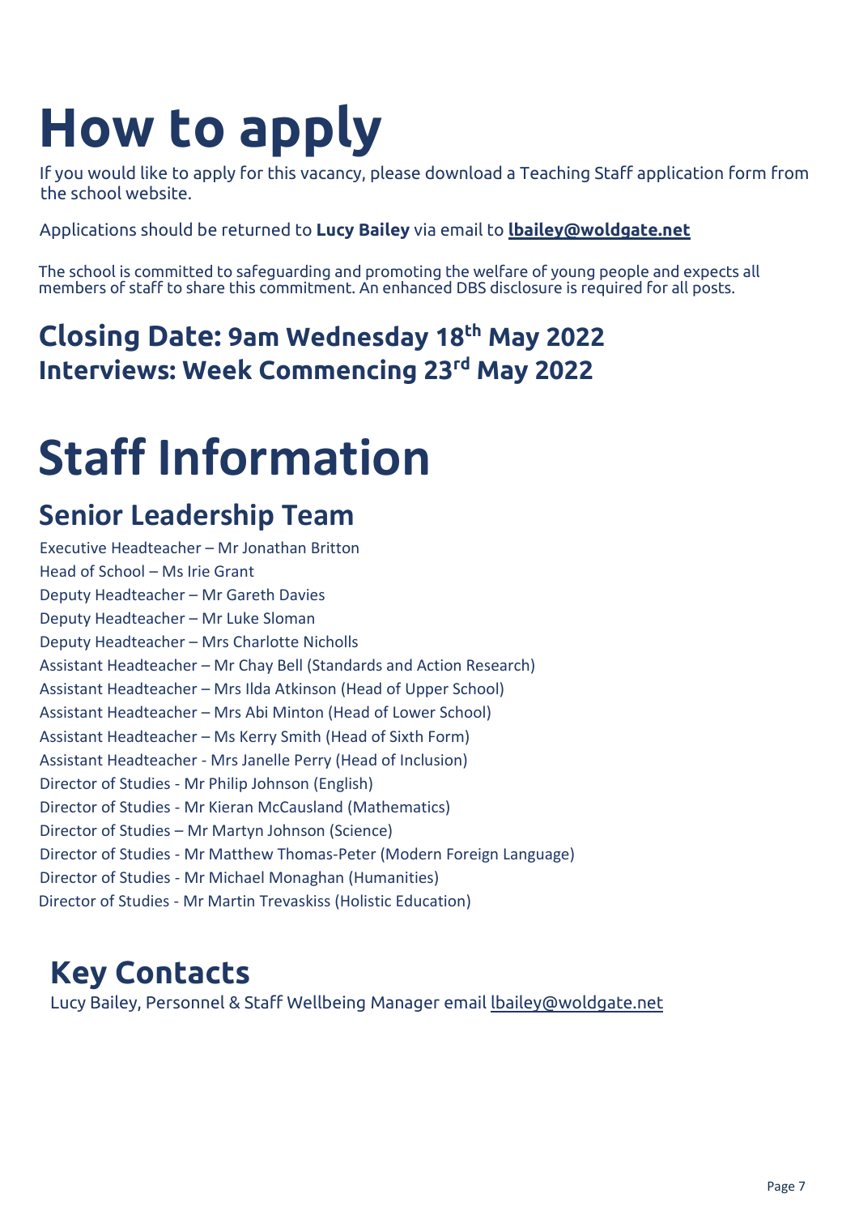# How to apply

If you would like to apply for this vacancy, please download a Teaching Staff application form from the school website.

Applications should be returned to **Lucy Bailey** via email to **lbailey@woldgate.net**

The school is committed to safeguarding and promoting the welfare of young people and expects all members of staff to share this commitment. An enhanced DBS disclosure is required for all posts.

## Closing Date: 9am Wednesday 18th May 2022
## Interviews: Week Commencing 23rd May 2022

# Staff Information

## Senior Leadership Team

Executive Headteacher – Mr Jonathan Britton
Head of School – Ms Irie Grant
Deputy Headteacher – Mr Gareth Davies
Deputy Headteacher – Mr Luke Sloman
Deputy Headteacher – Mrs Charlotte Nicholls
Assistant Headteacher – Mr Chay Bell (Standards and Action Research)
Assistant Headteacher – Mrs Ilda Atkinson (Head of Upper School)
Assistant Headteacher – Mrs Abi Minton (Head of Lower School)
Assistant Headteacher – Ms Kerry Smith (Head of Sixth Form)
Assistant Headteacher - Mrs Janelle Perry (Head of Inclusion)
Director of Studies - Mr Philip Johnson (English)
Director of Studies - Mr Kieran McCausland (Mathematics)
Director of Studies – Mr Martyn Johnson (Science)
Director of Studies - Mr Matthew Thomas-Peter (Modern Foreign Language)
Director of Studies - Mr Michael Monaghan (Humanities)
Director of Studies - Mr Martin Trevaskiss (Holistic Education)

## Key Contacts

Lucy Bailey, Personnel & Staff Wellbeing Manager email lbailey@woldgate.net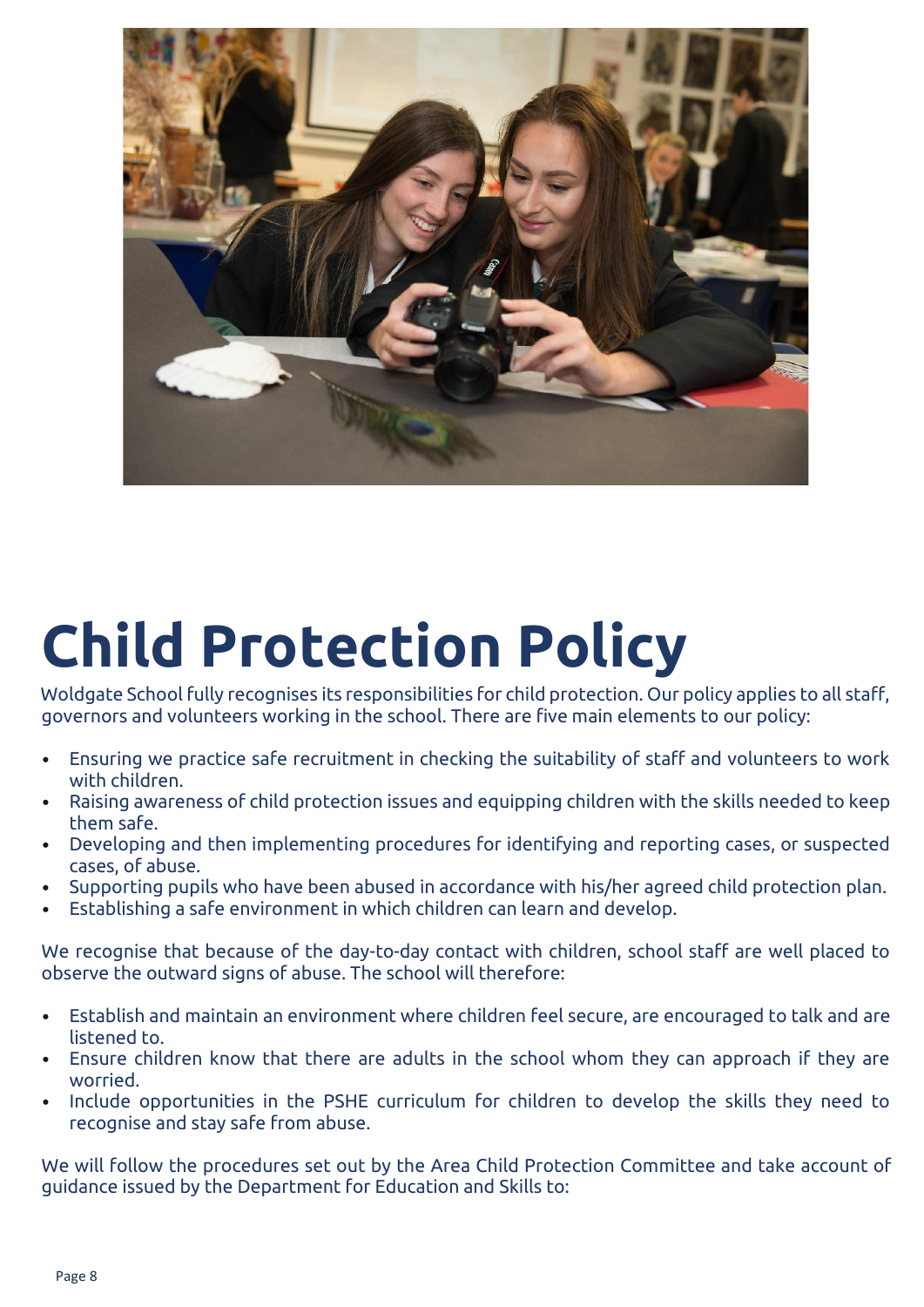# Child Protection Policy

Woldgate School fully recognises its responsibilities for child protection. Our policy applies to all staff, governors and volunteers working in the school. There are five main elements to our policy:

- Ensuring we practice safe recruitment in checking the suitability of staff and volunteers to work with children.
- Raising awareness of child protection issues and equipping children with the skills needed to keep them safe.
- Developing and then implementing procedures for identifying and reporting cases, or suspected cases, of abuse.
- Supporting pupils who have been abused in accordance with his/her agreed child protection plan.
- Establishing a safe environment in which children can learn and develop.

We recognise that because of the day-to-day contact with children, school staff are well placed to observe the outward signs of abuse. The school will therefore:

- Establish and maintain an environment where children feel secure, are encouraged to talk and are listened to.
- Ensure children know that there are adults in the school whom they can approach if they are worried.
- Include opportunities in the PSHE curriculum for children to develop the skills they need to recognise and stay safe from abuse.

We will follow the procedures set out by the Area Child Protection Committee and take account of guidance issued by the Department for Education and Skills to: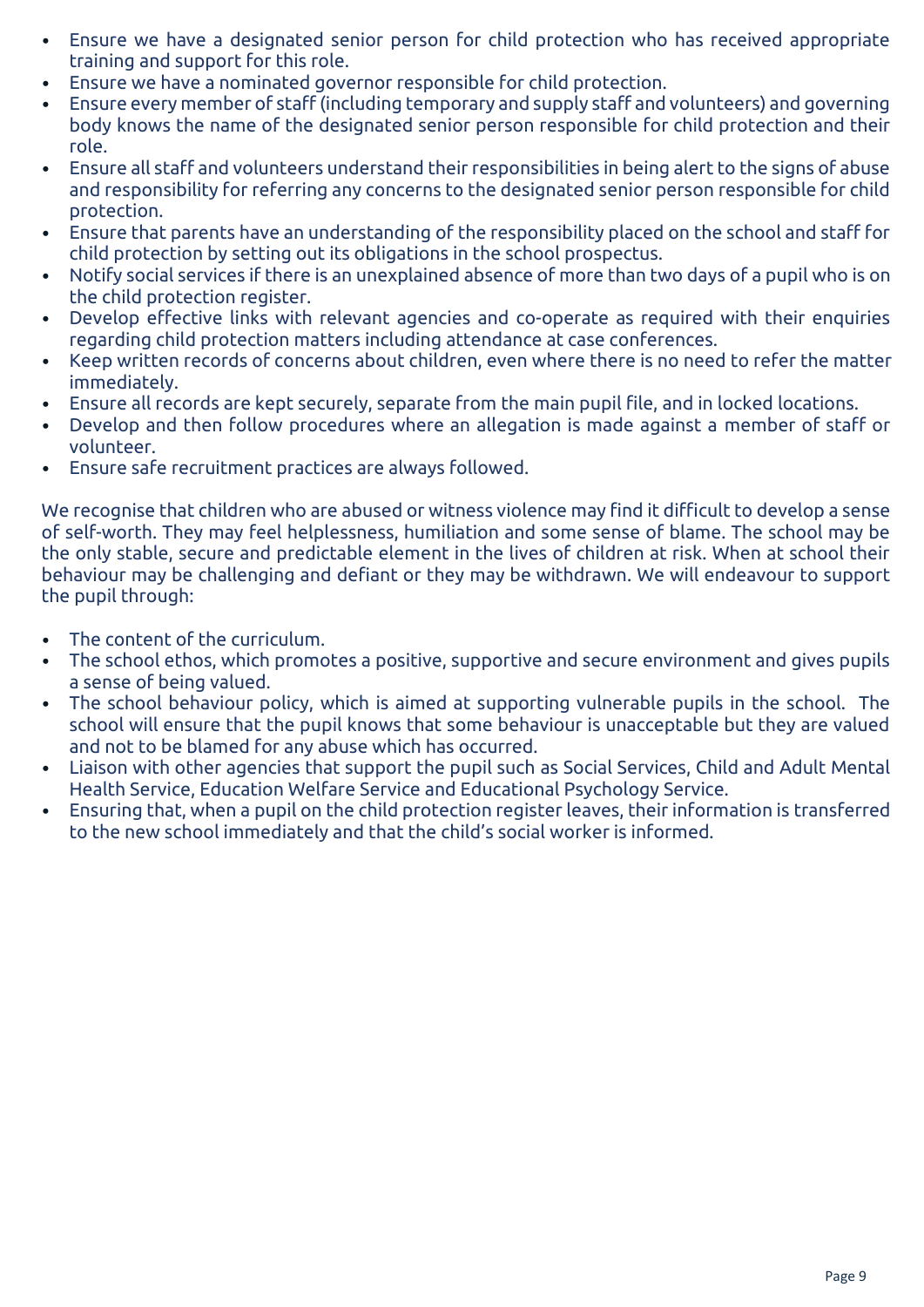- Ensure we have a designated senior person for child protection who has received appropriate training and support for this role.
- Ensure we have a nominated governor responsible for child protection.
- Ensure every member of staff (including temporary and supply staff and volunteers) and governing body knows the name of the designated senior person responsible for child protection and their role.
- Ensure all staff and volunteers understand their responsibilities in being alert to the signs of abuse and responsibility for referring any concerns to the designated senior person responsible for child protection.
- Ensure that parents have an understanding of the responsibility placed on the school and staff for child protection by setting out its obligations in the school prospectus.
- Notify social services if there is an unexplained absence of more than two days of a pupil who is on the child protection register.
- Develop effective links with relevant agencies and co-operate as required with their enquiries regarding child protection matters including attendance at case conferences.
- Keep written records of concerns about children, even where there is no need to refer the matter immediately.
- Ensure all records are kept securely, separate from the main pupil file, and in locked locations.
- Develop and then follow procedures where an allegation is made against a member of staff or volunteer.
- Ensure safe recruitment practices are always followed.

We recognise that children who are abused or witness violence may find it difficult to develop a sense of self-worth. They may feel helplessness, humiliation and some sense of blame. The school may be the only stable, secure and predictable element in the lives of children at risk. When at school their behaviour may be challenging and defiant or they may be withdrawn. We will endeavour to support the pupil through:

- The content of the curriculum.
- The school ethos, which promotes a positive, supportive and secure environment and gives pupils a sense of being valued.
- The school behaviour policy, which is aimed at supporting vulnerable pupils in the school. The school will ensure that the pupil knows that some behaviour is unacceptable but they are valued and not to be blamed for any abuse which has occurred.
- Liaison with other agencies that support the pupil such as Social Services, Child and Adult Mental Health Service, Education Welfare Service and Educational Psychology Service.
- Ensuring that, when a pupil on the child protection register leaves, their information is transferred to the new school immediately and that the child's social worker is informed.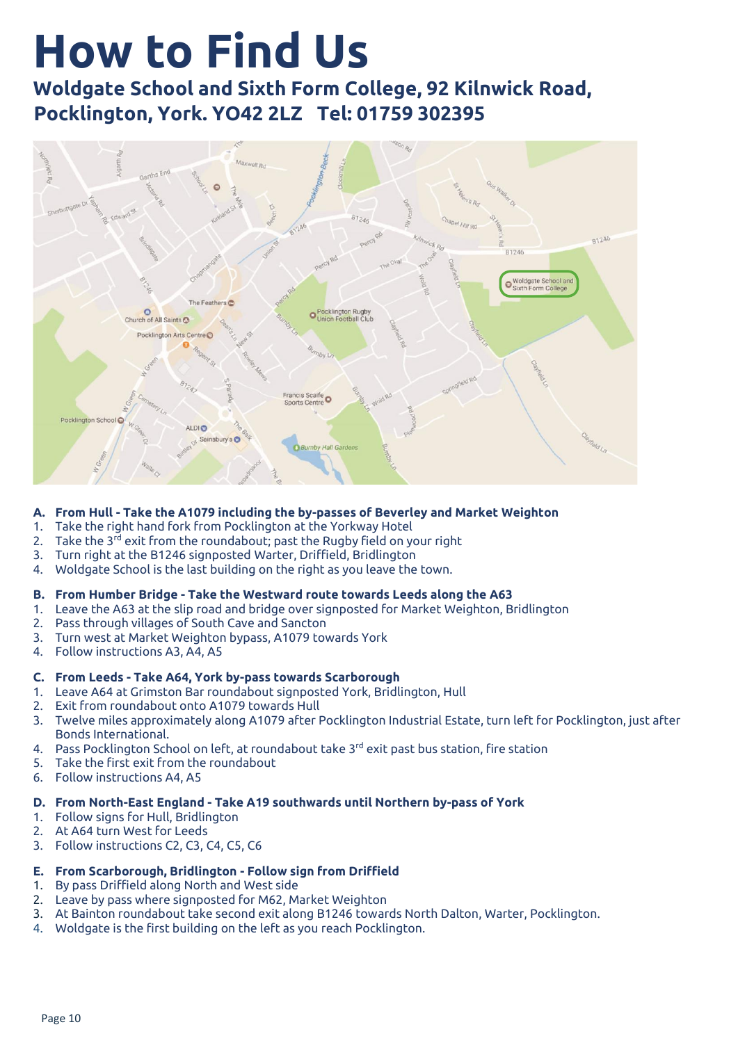# How to Find Us

## Woldgate School and Sixth Form College, 92 Kilnwick Road, Pocklington, York. YO42 2LZ Tel: 01759 302395

**A. From Hull - Take the A1079 including the by-passes of Beverley and Market Weighton**

1. Take the right hand fork from Pocklington at the Yorkway Hotel
2. Take the 3rd exit from the roundabout; past the Rugby field on your right
3. Turn right at the B1246 signposted Warter, Driffield, Bridlington
4. Woldgate School is the last building on the right as you leave the town.

**B. From Humber Bridge - Take the Westward route towards Leeds along the A63**

1. Leave the A63 at the slip road and bridge over signposted for Market Weighton, Bridlington
2. Pass through villages of South Cave and Sancton
3. Turn west at Market Weighton bypass, A1079 towards York
4. Follow instructions A3, A4, A5

**C. From Leeds - Take A64, York by-pass towards Scarborough**

1. Leave A64 at Grimston Bar roundabout signposted York, Bridlington, Hull
2. Exit from roundabout onto A1079 towards Hull
3. Twelve miles approximately along A1079 after Pocklington Industrial Estate, turn left for Pocklington, just after Bonds International.
4. Pass Pocklington School on left, at roundabout take 3rd exit past bus station, fire station
5. Take the first exit from the roundabout
6. Follow instructions A4, A5

**D. From North-East England - Take A19 southwards until Northern by-pass of York**

1. Follow signs for Hull, Bridlington
2. At A64 turn West for Leeds
3. Follow instructions C2, C3, C4, C5, C6

**E. From Scarborough, Bridlington - Follow sign from Driffield**

1. By pass Driffield along North and West side
2. Leave by pass where signposted for M62, Market Weighton
3. At Bainton roundabout take second exit along B1246 towards North Dalton, Warter, Pocklington.
4. Woldgate is the first building on the left as you reach Pocklington.